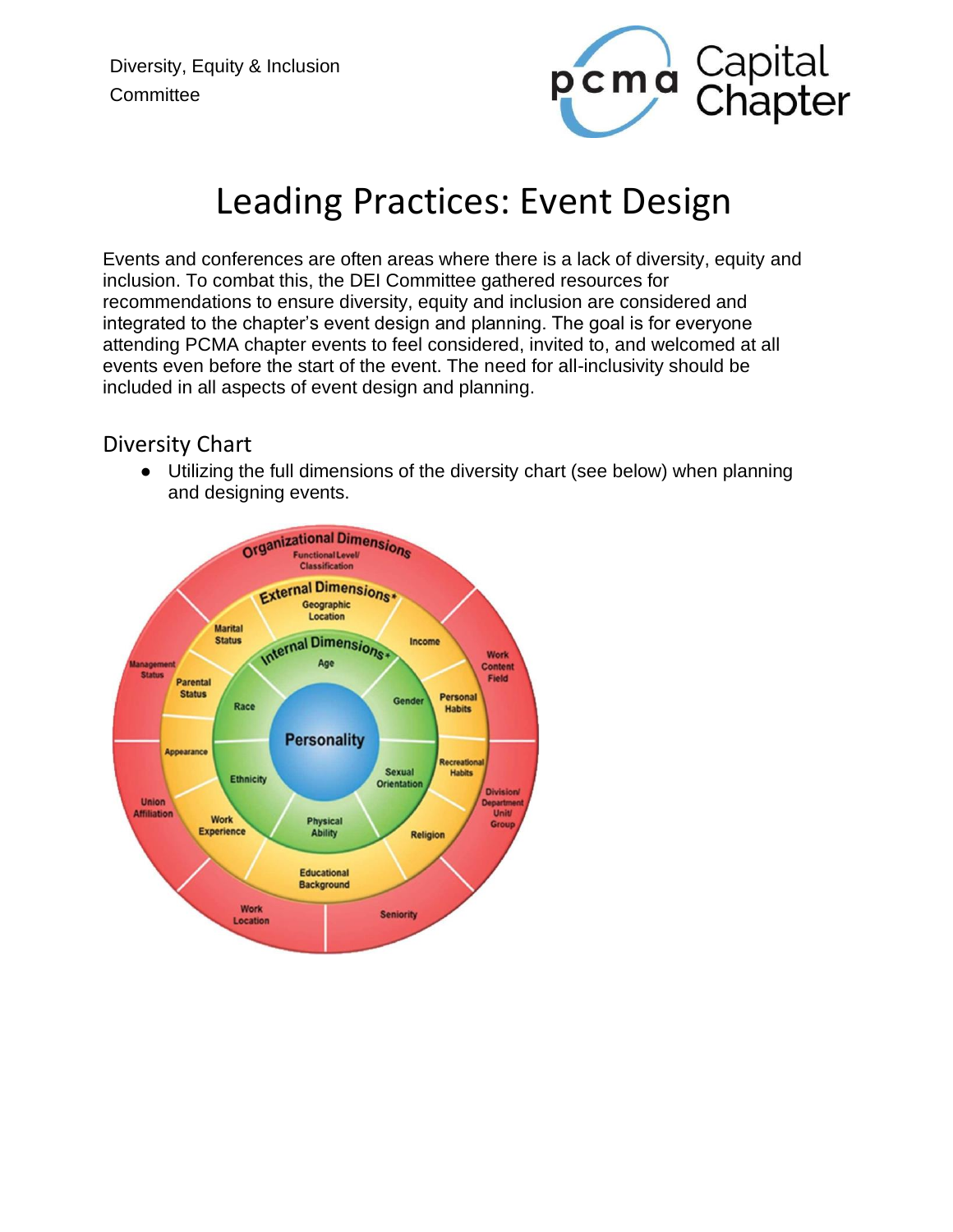Diversity, Equity & Inclusion Committee

# Leading Practices: Event Design

Events and conferences are often areas where there is a lack of diversity, equity and inclusion. To combat this, the DEI Committee gathered resources for recommendations to ensure diversity, equity and inclusion are considered and integrated to the chapter's event design and planning. The goal is for everyone attending PCMA chapter events to feel considered, invited to, and welcomed at all events even before the start of the event. The need for all-inclusivity should be included in all aspects of event design and planning.

## Diversity Chart

- Utilizing the full dimensions of the diversity chart (see below) when planning and designing events.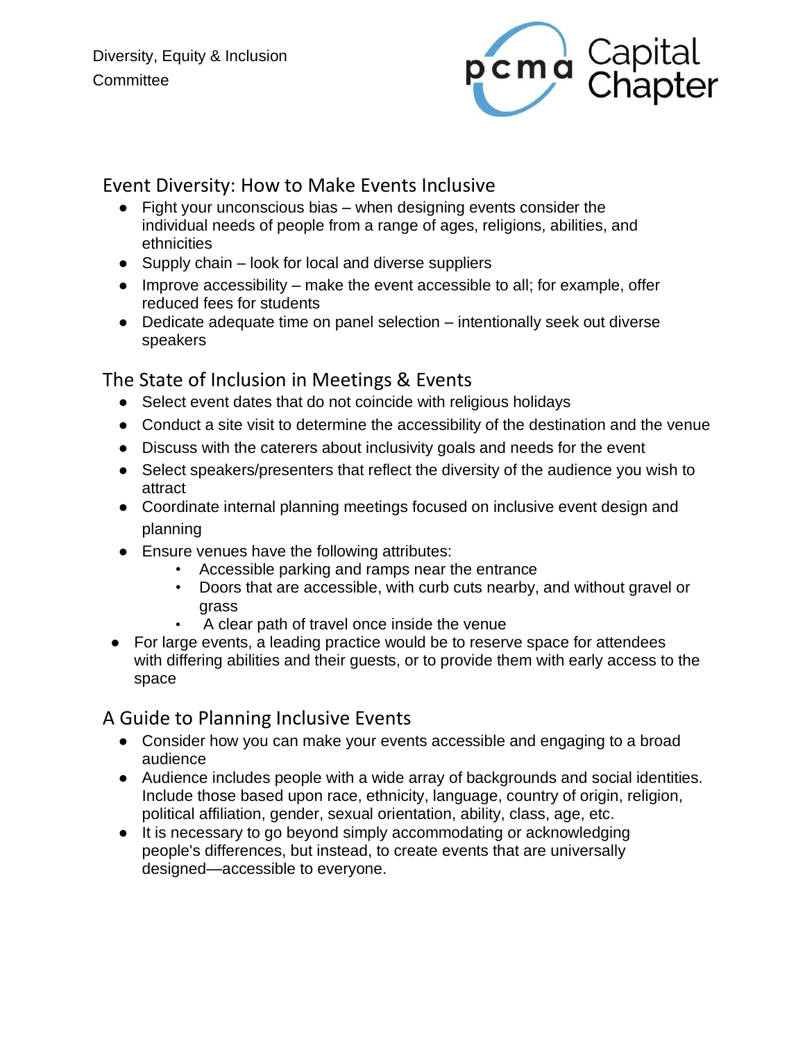Diversity, Equity & Inclusion Committee

## Event Diversity: How to Make Events Inclusive

- Fight your unconscious bias – when designing events consider the individual needs of people from a range of ages, religions, abilities, and ethnicities
- Supply chain – look for local and diverse suppliers
- Improve accessibility – make the event accessible to all; for example, offer reduced fees for students
- Dedicate adequate time on panel selection – intentionally seek out diverse speakers

## The State of Inclusion in Meetings & Events

- Select event dates that do not coincide with religious holidays
- Conduct a site visit to determine the accessibility of the destination and the venue
- Discuss with the caterers about inclusivity goals and needs for the event
- Select speakers/presenters that reflect the diversity of the audience you wish to attract
- Coordinate internal planning meetings focused on inclusive event design and planning
- Ensure venues have the following attributes:
    - Accessible parking and ramps near the entrance
    - Doors that are accessible, with curb cuts nearby, and without gravel or grass
    - A clear path of travel once inside the venue
- For large events, a leading practice would be to reserve space for attendees with differing abilities and their guests, or to provide them with early access to the space

## A Guide to Planning Inclusive Events

- Consider how you can make your events accessible and engaging to a broad audience
- Audience includes people with a wide array of backgrounds and social identities. Include those based upon race, ethnicity, language, country of origin, religion, political affiliation, gender, sexual orientation, ability, class, age, etc.
- It is necessary to go beyond simply accommodating or acknowledging people's differences, but instead, to create events that are universally designed—accessible to everyone.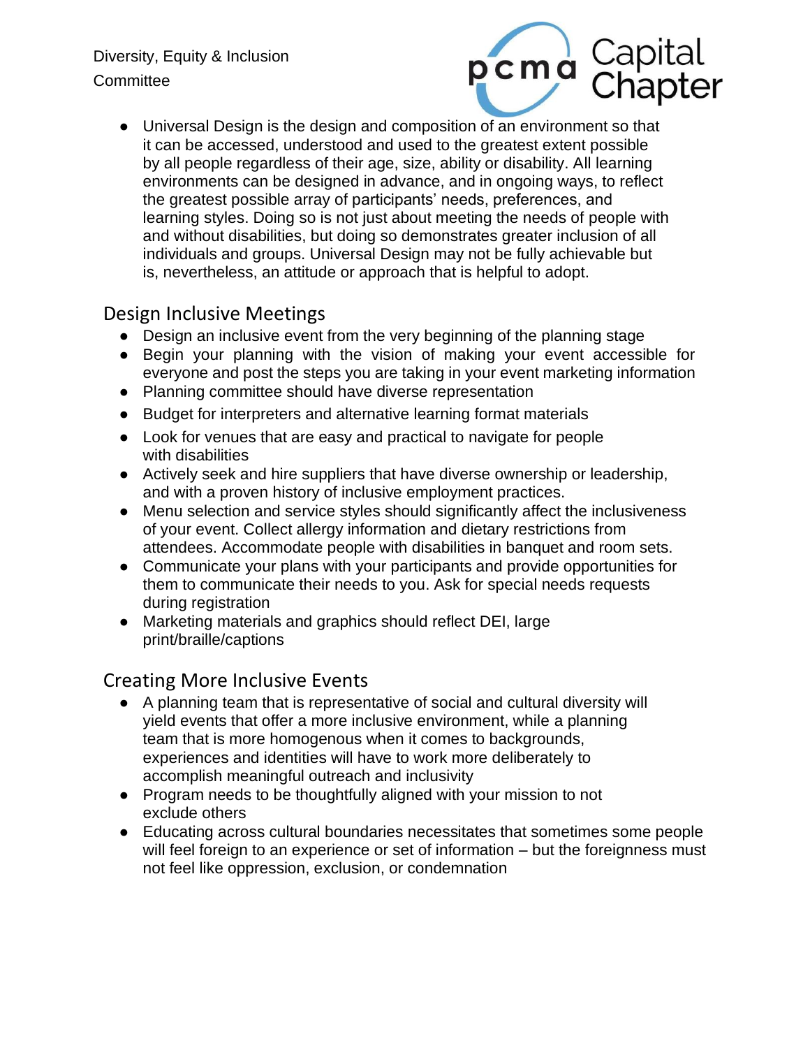- Universal Design is the design and composition of an environment so that it can be accessed, understood and used to the greatest extent possible by all people regardless of their age, size, ability or disability. All learning environments can be designed in advance, and in ongoing ways, to reflect the greatest possible array of participants' needs, preferences, and learning styles. Doing so is not just about meeting the needs of people with and without disabilities, but doing so demonstrates greater inclusion of all individuals and groups. Universal Design may not be fully achievable but is, nevertheless, an attitude or approach that is helpful to adopt.

## Design Inclusive Meetings

- Design an inclusive event from the very beginning of the planning stage
- Begin your planning with the vision of making your event accessible for everyone and post the steps you are taking in your event marketing information
- Planning committee should have diverse representation
- Budget for interpreters and alternative learning format materials
- Look for venues that are easy and practical to navigate for people with disabilities
- Actively seek and hire suppliers that have diverse ownership or leadership, and with a proven history of inclusive employment practices.
- Menu selection and service styles should significantly affect the inclusiveness of your event. Collect allergy information and dietary restrictions from attendees. Accommodate people with disabilities in banquet and room sets.
- Communicate your plans with your participants and provide opportunities for them to communicate their needs to you. Ask for special needs requests during registration
- Marketing materials and graphics should reflect DEI, large print/braille/captions

## Creating More Inclusive Events

- A planning team that is representative of social and cultural diversity will yield events that offer a more inclusive environment, while a planning team that is more homogenous when it comes to backgrounds, experiences and identities will have to work more deliberately to accomplish meaningful outreach and inclusivity
- Program needs to be thoughtfully aligned with your mission to not exclude others
- Educating across cultural boundaries necessitates that sometimes some people will feel foreign to an experience or set of information – but the foreignness must not feel like oppression, exclusion, or condemnation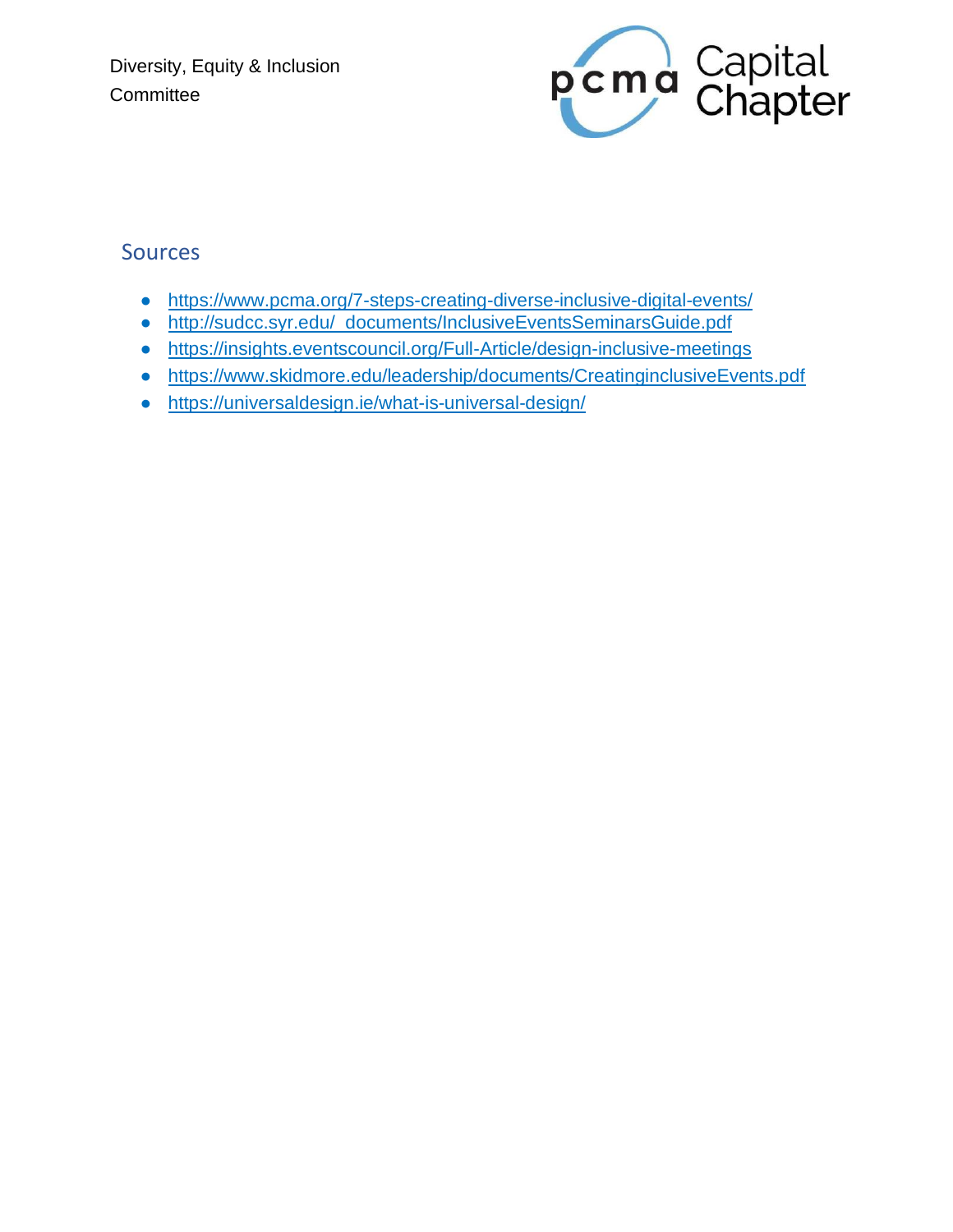## Sources

- https://www.pcma.org/7-steps-creating-diverse-inclusive-digital-events/
- http://sudcc.syr.edu/_documents/InclusiveEventsSeminarsGuide.pdf
- https://insights.eventscouncil.org/Full-Article/design-inclusive-meetings
- https://www.skidmore.edu/leadership/documents/CreatinginclusiveEvents.pdf
- https://universaldesign.ie/what-is-universal-design/